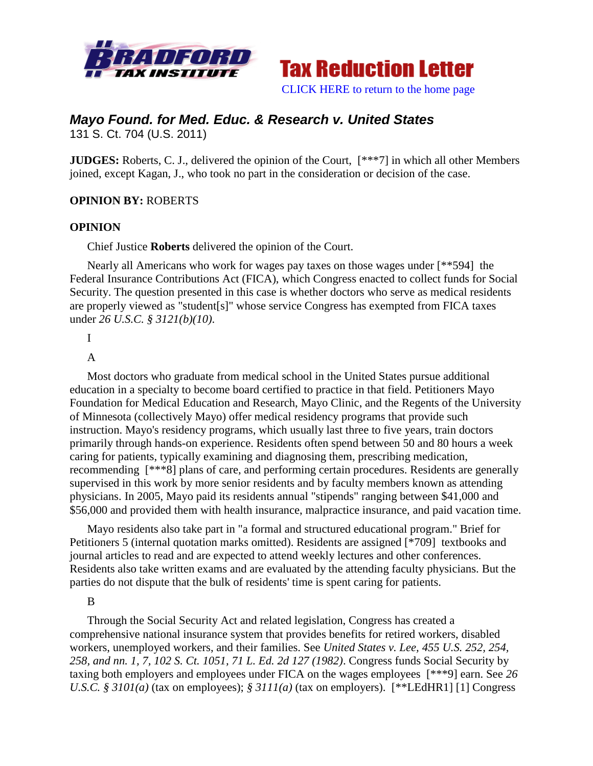Bradford Tax Institute — **Tax Reduction Letter**

CLICK HERE to return to the home page

## *Mayo Found. for Med. Educ. & Research v. United States*

131 S. Ct. 704 (U.S. 2011)

**JUDGES:** Roberts, C. J., delivered the opinion of the Court, [***7] in which all other Members joined, except Kagan, J., who took no part in the consideration or decision of the case.

**OPINION BY:** ROBERTS

**OPINION**

Chief Justice **Roberts** delivered the opinion of the Court.

Nearly all Americans who work for wages pay taxes on those wages under [**594] the Federal Insurance Contributions Act (FICA), which Congress enacted to collect funds for Social Security. The question presented in this case is whether doctors who serve as medical residents are properly viewed as "student[s]" whose service Congress has exempted from FICA taxes under *26 U.S.C. § 3121(b)(10)*.

I

A

Most doctors who graduate from medical school in the United States pursue additional education in a specialty to become board certified to practice in that field. Petitioners Mayo Foundation for Medical Education and Research, Mayo Clinic, and the Regents of the University of Minnesota (collectively Mayo) offer medical residency programs that provide such instruction. Mayo's residency programs, which usually last three to five years, train doctors primarily through hands-on experience. Residents often spend between 50 and 80 hours a week caring for patients, typically examining and diagnosing them, prescribing medication, recommending [***8] plans of care, and performing certain procedures. Residents are generally supervised in this work by more senior residents and by faculty members known as attending physicians. In 2005, Mayo paid its residents annual "stipends" ranging between $41,000 and $56,000 and provided them with health insurance, malpractice insurance, and paid vacation time.

Mayo residents also take part in "a formal and structured educational program." Brief for Petitioners 5 (internal quotation marks omitted). Residents are assigned [*709] textbooks and journal articles to read and are expected to attend weekly lectures and other conferences. Residents also take written exams and are evaluated by the attending faculty physicians. But the parties do not dispute that the bulk of residents' time is spent caring for patients.

B

Through the Social Security Act and related legislation, Congress has created a comprehensive national insurance system that provides benefits for retired workers, disabled workers, unemployed workers, and their families. See *United States v. Lee, 455 U.S. 252, 254, 258, and nn. 1, 7, 102 S. Ct. 1051, 71 L. Ed. 2d 127 (1982)*. Congress funds Social Security by taxing both employers and employees under FICA on the wages employees [***9] earn. See *26 U.S.C. § 3101(a)* (tax on employees); *§ 3111(a)* (tax on employers). [**LEdHR1] [1] Congress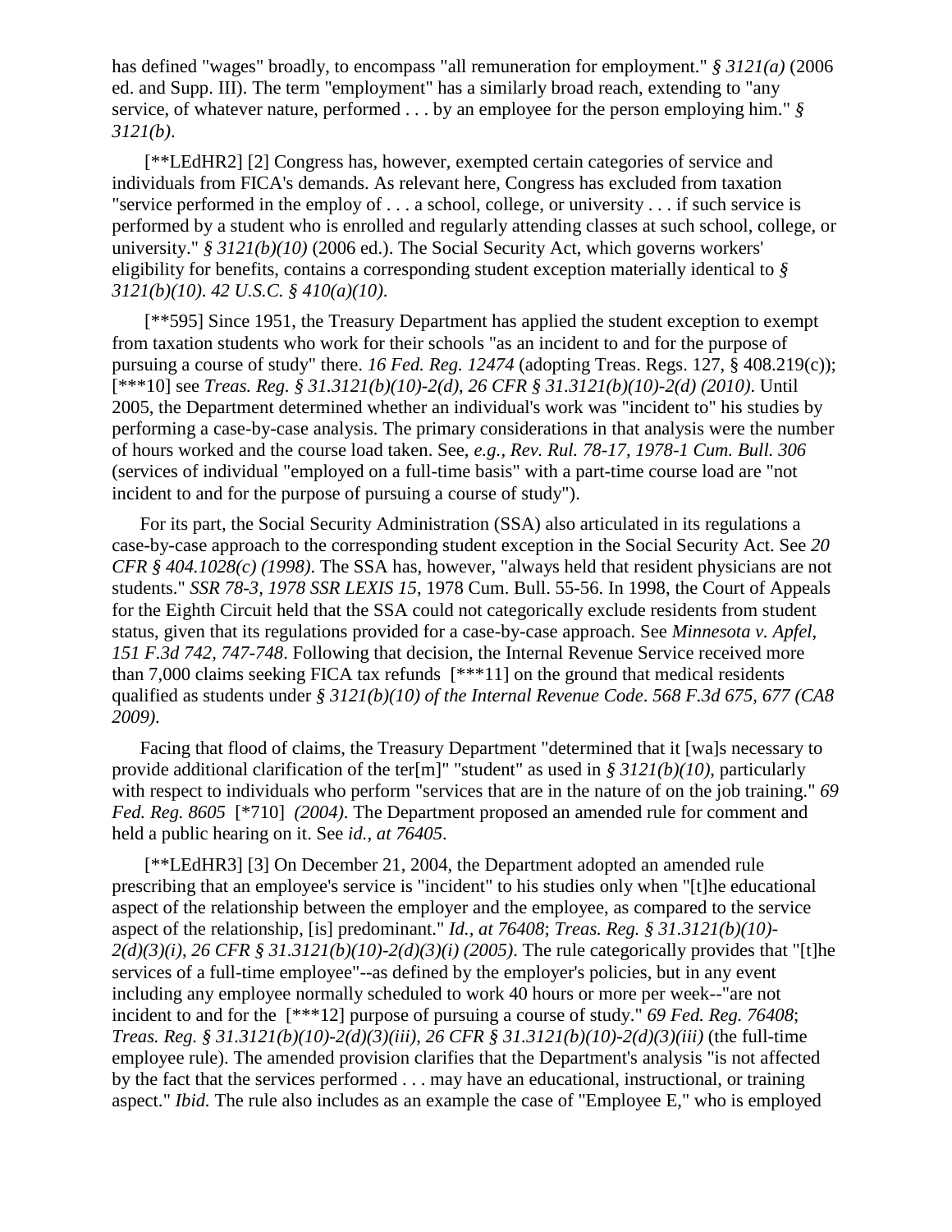has defined "wages" broadly, to encompass "all remuneration for employment." *§ 3121(a)* (2006 ed. and Supp. III). The term "employment" has a similarly broad reach, extending to "any service, of whatever nature, performed . . . by an employee for the person employing him." *§ 3121(b)*.

[**LEdHR2] [2] Congress has, however, exempted certain categories of service and individuals from FICA's demands. As relevant here, Congress has excluded from taxation "service performed in the employ of . . . a school, college, or university . . . if such service is performed by a student who is enrolled and regularly attending classes at such school, college, or university." *§ 3121(b)(10)* (2006 ed.). The Social Security Act, which governs workers' eligibility for benefits, contains a corresponding student exception materially identical to *§ 3121(b)(10)*. *42 U.S.C. § 410(a)(10)*.

[**595] Since 1951, the Treasury Department has applied the student exception to exempt from taxation students who work for their schools "as an incident to and for the purpose of pursuing a course of study" there. *16 Fed. Reg. 12474* (adopting Treas. Regs. 127, § 408.219(c)); [***10] see *Treas. Reg. § 31.3121(b)(10)-2(d), 26 CFR § 31.3121(b)(10)-2(d) (2010)*. Until 2005, the Department determined whether an individual's work was "incident to" his studies by performing a case-by-case analysis. The primary considerations in that analysis were the number of hours worked and the course load taken. See, *e.g., Rev. Rul. 78-17, 1978-1 Cum. Bull. 306* (services of individual "employed on a full-time basis" with a part-time course load are "not incident to and for the purpose of pursuing a course of study").

For its part, the Social Security Administration (SSA) also articulated in its regulations a case-by-case approach to the corresponding student exception in the Social Security Act. See *20 CFR § 404.1028(c) (1998)*. The SSA has, however, "always held that resident physicians are not students." *SSR 78-3, 1978 SSR LEXIS 15*, 1978 Cum. Bull. 55-56. In 1998, the Court of Appeals for the Eighth Circuit held that the SSA could not categorically exclude residents from student status, given that its regulations provided for a case-by-case approach. See *Minnesota v. Apfel, 151 F.3d 742, 747-748*. Following that decision, the Internal Revenue Service received more than 7,000 claims seeking FICA tax refunds [***11] on the ground that medical residents qualified as students under *§ 3121(b)(10) of the Internal Revenue Code*. *568 F.3d 675, 677 (CA8 2009)*.

Facing that flood of claims, the Treasury Department "determined that it [wa]s necessary to provide additional clarification of the ter[m]" "student" as used in *§ 3121(b)(10)*, particularly with respect to individuals who perform "services that are in the nature of on the job training." *69 Fed. Reg. 8605* [*710] *(2004)*. The Department proposed an amended rule for comment and held a public hearing on it. See *id., at 76405*.

[**LEdHR3] [3] On December 21, 2004, the Department adopted an amended rule prescribing that an employee's service is "incident" to his studies only when "[t]he educational aspect of the relationship between the employer and the employee, as compared to the service aspect of the relationship, [is] predominant." *Id., at 76408*; *Treas. Reg. § 31.3121(b)(10)-2(d)(3)(i), 26 CFR § 31.3121(b)(10)-2(d)(3)(i) (2005)*. The rule categorically provides that "[t]he services of a full-time employee"--as defined by the employer's policies, but in any event including any employee normally scheduled to work 40 hours or more per week--"are not incident to and for the [***12] purpose of pursuing a course of study." *69 Fed. Reg. 76408*; *Treas. Reg. § 31.3121(b)(10)-2(d)(3)(iii), 26 CFR § 31.3121(b)(10)-2(d)(3)(iii)* (the full-time employee rule). The amended provision clarifies that the Department's analysis "is not affected by the fact that the services performed . . . may have an educational, instructional, or training aspect." *Ibid.* The rule also includes as an example the case of "Employee E," who is employed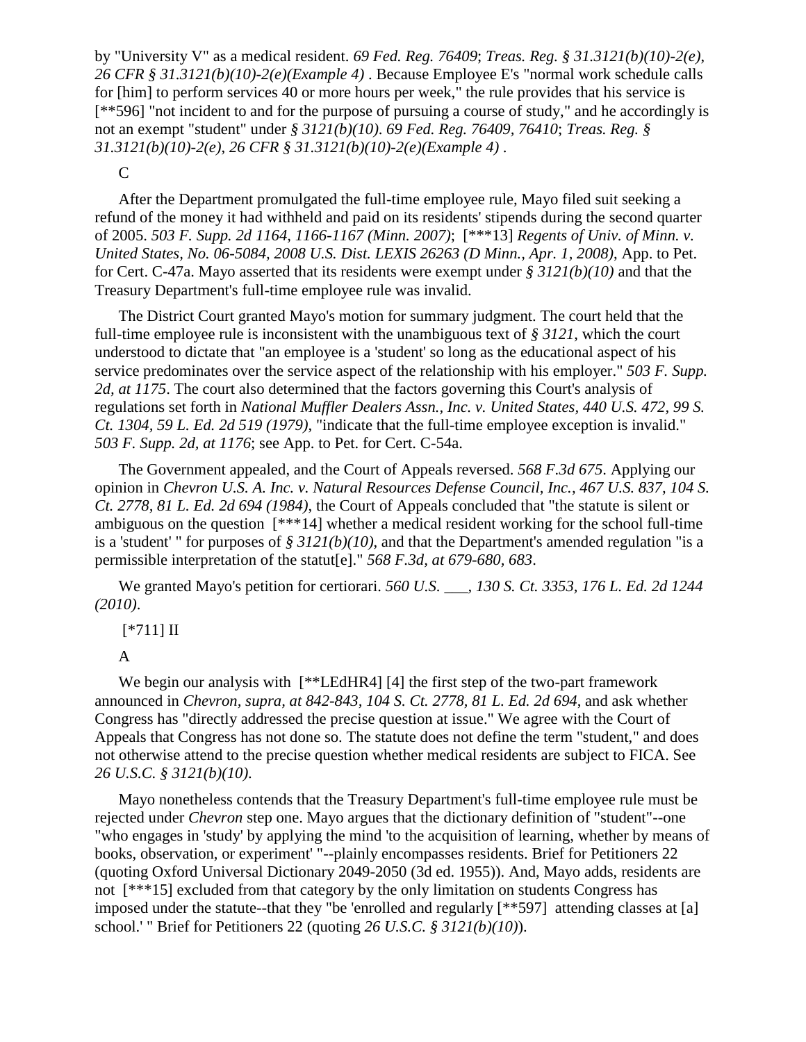by "University V" as a medical resident. *69 Fed. Reg. 76409*; *Treas. Reg. § 31.3121(b)(10)-2(e)*, *26 CFR § 31.3121(b)(10)-2(e)(Example 4)* . Because Employee E's "normal work schedule calls for [him] to perform services 40 or more hours per week," the rule provides that his service is [**596] "not incident to and for the purpose of pursuing a course of study," and he accordingly is not an exempt "student" under *§ 3121(b)(10)*. *69 Fed. Reg. 76409, 76410*; *Treas. Reg. § 31.3121(b)(10)-2(e), 26 CFR § 31.3121(b)(10)-2(e)(Example 4)* .

C

After the Department promulgated the full-time employee rule, Mayo filed suit seeking a refund of the money it had withheld and paid on its residents' stipends during the second quarter of 2005. *503 F. Supp. 2d 1164, 1166-1167 (Minn. 2007)*; [***13] *Regents of Univ. of Minn. v. United States, No. 06-5084, 2008 U.S. Dist. LEXIS 26263 (D Minn., Apr. 1, 2008)*, App. to Pet. for Cert. C-47a. Mayo asserted that its residents were exempt under *§ 3121(b)(10)* and that the Treasury Department's full-time employee rule was invalid.

The District Court granted Mayo's motion for summary judgment. The court held that the full-time employee rule is inconsistent with the unambiguous text of *§ 3121*, which the court understood to dictate that "an employee is a 'student' so long as the educational aspect of his service predominates over the service aspect of the relationship with his employer." *503 F. Supp. 2d, at 1175*. The court also determined that the factors governing this Court's analysis of regulations set forth in *National Muffler Dealers Assn., Inc. v. United States, 440 U.S. 472, 99 S. Ct. 1304, 59 L. Ed. 2d 519 (1979)*, "indicate that the full-time employee exception is invalid." *503 F. Supp. 2d, at 1176*; see App. to Pet. for Cert. C-54a.

The Government appealed, and the Court of Appeals reversed. *568 F.3d 675*. Applying our opinion in *Chevron U.S. A. Inc. v. Natural Resources Defense Council, Inc., 467 U.S. 837, 104 S. Ct. 2778, 81 L. Ed. 2d 694 (1984)*, the Court of Appeals concluded that "the statute is silent or ambiguous on the question [***14] whether a medical resident working for the school full-time is a 'student' " for purposes of *§ 3121(b)(10)*, and that the Department's amended regulation "is a permissible interpretation of the statut[e]." *568 F.3d, at 679-680, 683*.

We granted Mayo's petition for certiorari. *560 U.S. ___, 130 S. Ct. 3353, 176 L. Ed. 2d 1244 (2010)*.

[*711] II

A

We begin our analysis with [**LEdHR4] [4] the first step of the two-part framework announced in *Chevron, supra, at 842-843, 104 S. Ct. 2778, 81 L. Ed. 2d 694*, and ask whether Congress has "directly addressed the precise question at issue." We agree with the Court of Appeals that Congress has not done so. The statute does not define the term "student," and does not otherwise attend to the precise question whether medical residents are subject to FICA. See *26 U.S.C. § 3121(b)(10)*.

Mayo nonetheless contends that the Treasury Department's full-time employee rule must be rejected under *Chevron* step one. Mayo argues that the dictionary definition of "student"--one "who engages in 'study' by applying the mind 'to the acquisition of learning, whether by means of books, observation, or experiment' "--plainly encompasses residents. Brief for Petitioners 22 (quoting Oxford Universal Dictionary 2049-2050 (3d ed. 1955)). And, Mayo adds, residents are not [***15] excluded from that category by the only limitation on students Congress has imposed under the statute--that they "be 'enrolled and regularly [**597] attending classes at [a] school.' " Brief for Petitioners 22 (quoting *26 U.S.C. § 3121(b)(10)*).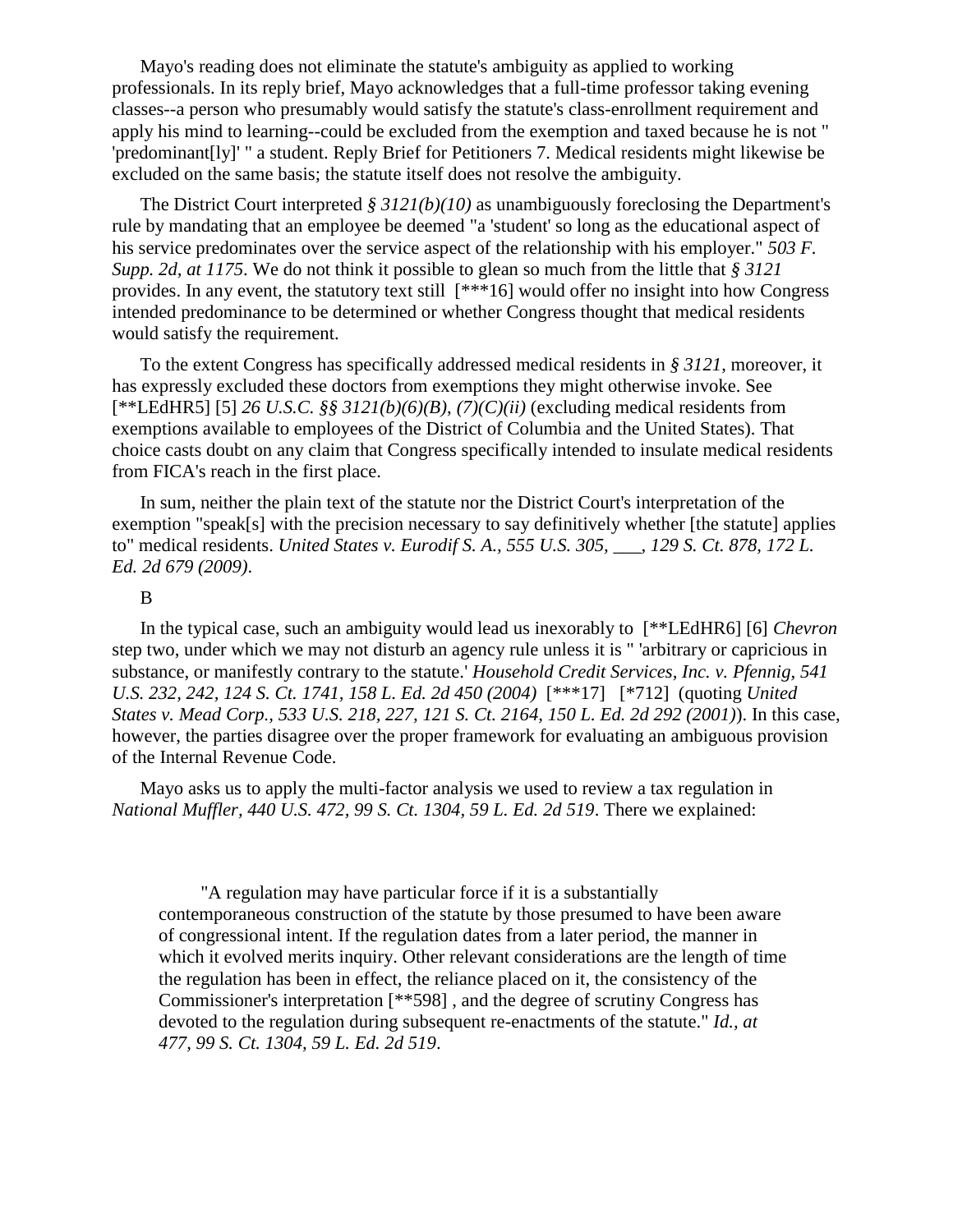Mayo's reading does not eliminate the statute's ambiguity as applied to working professionals. In its reply brief, Mayo acknowledges that a full-time professor taking evening classes--a person who presumably would satisfy the statute's class-enrollment requirement and apply his mind to learning--could be excluded from the exemption and taxed because he is not " 'predominant[ly]' " a student. Reply Brief for Petitioners 7. Medical residents might likewise be excluded on the same basis; the statute itself does not resolve the ambiguity.

The District Court interpreted *§ 3121(b)(10)* as unambiguously foreclosing the Department's rule by mandating that an employee be deemed "a 'student' so long as the educational aspect of his service predominates over the service aspect of the relationship with his employer." *503 F. Supp. 2d, at 1175*. We do not think it possible to glean so much from the little that *§ 3121* provides. In any event, the statutory text still [***16] would offer no insight into how Congress intended predominance to be determined or whether Congress thought that medical residents would satisfy the requirement.

To the extent Congress has specifically addressed medical residents in *§ 3121*, moreover, it has expressly excluded these doctors from exemptions they might otherwise invoke. See [**LEdHR5] [5] *26 U.S.C. §§ 3121(b)(6)(B), (7)(C)(ii)* (excluding medical residents from exemptions available to employees of the District of Columbia and the United States). That choice casts doubt on any claim that Congress specifically intended to insulate medical residents from FICA's reach in the first place.

In sum, neither the plain text of the statute nor the District Court's interpretation of the exemption "speak[s] with the precision necessary to say definitively whether [the statute] applies to" medical residents. *United States v. Eurodif S. A., 555 U.S. 305, ___, 129 S. Ct. 878, 172 L. Ed. 2d 679 (2009)*.

B

In the typical case, such an ambiguity would lead us inexorably to [**LEdHR6] [6] *Chevron* step two, under which we may not disturb an agency rule unless it is " 'arbitrary or capricious in substance, or manifestly contrary to the statute.' *Household Credit Services, Inc. v. Pfennig, 541 U.S. 232, 242, 124 S. Ct. 1741, 158 L. Ed. 2d 450 (2004)* [***17] [*712] (quoting *United States v. Mead Corp., 533 U.S. 218, 227, 121 S. Ct. 2164, 150 L. Ed. 2d 292 (2001)*). In this case, however, the parties disagree over the proper framework for evaluating an ambiguous provision of the Internal Revenue Code.

Mayo asks us to apply the multi-factor analysis we used to review a tax regulation in *National Muffler, 440 U.S. 472, 99 S. Ct. 1304, 59 L. Ed. 2d 519*. There we explained:

> "A regulation may have particular force if it is a substantially contemporaneous construction of the statute by those presumed to have been aware of congressional intent. If the regulation dates from a later period, the manner in which it evolved merits inquiry. Other relevant considerations are the length of time the regulation has been in effect, the reliance placed on it, the consistency of the Commissioner's interpretation [**598] , and the degree of scrutiny Congress has devoted to the regulation during subsequent re-enactments of the statute." *Id., at 477, 99 S. Ct. 1304, 59 L. Ed. 2d 519*.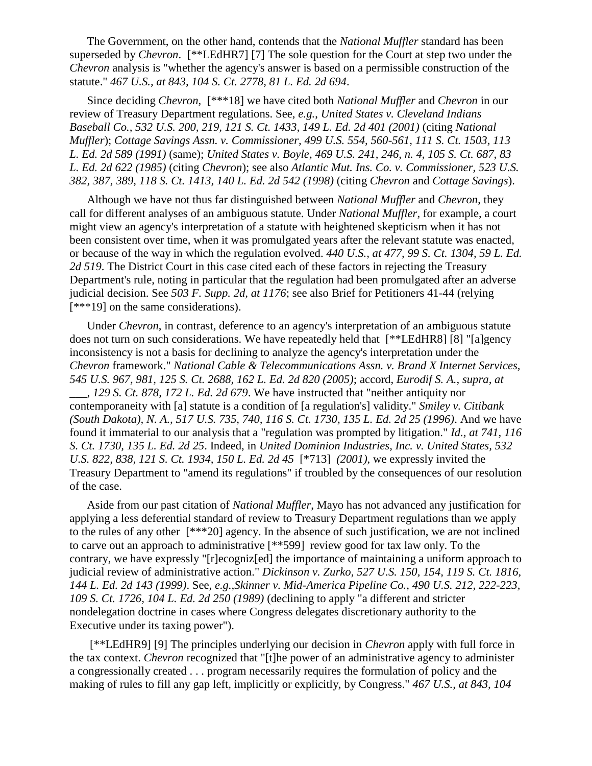The Government, on the other hand, contends that the *National Muffler* standard has been superseded by *Chevron*. [**LEdHR7] [7] The sole question for the Court at step two under the *Chevron* analysis is "whether the agency's answer is based on a permissible construction of the statute." *467 U.S., at 843, 104 S. Ct. 2778, 81 L. Ed. 2d 694*.

Since deciding *Chevron*, [***18] we have cited both *National Muffler* and *Chevron* in our review of Treasury Department regulations. See, *e.g.*, *United States v. Cleveland Indians Baseball Co., 532 U.S. 200, 219, 121 S. Ct. 1433, 149 L. Ed. 2d 401 (2001)* (citing *National Muffler*); *Cottage Savings Assn. v. Commissioner, 499 U.S. 554, 560-561, 111 S. Ct. 1503, 113 L. Ed. 2d 589 (1991)* (same); *United States v. Boyle, 469 U.S. 241, 246, n. 4, 105 S. Ct. 687, 83 L. Ed. 2d 622 (1985)* (citing *Chevron*); see also *Atlantic Mut. Ins. Co. v. Commissioner, 523 U.S. 382, 387, 389, 118 S. Ct. 1413, 140 L. Ed. 2d 542 (1998)* (citing *Chevron* and *Cottage Savings*).

Although we have not thus far distinguished between *National Muffler* and *Chevron*, they call for different analyses of an ambiguous statute. Under *National Muffler*, for example, a court might view an agency's interpretation of a statute with heightened skepticism when it has not been consistent over time, when it was promulgated years after the relevant statute was enacted, or because of the way in which the regulation evolved. *440 U.S., at 477, 99 S. Ct. 1304, 59 L. Ed. 2d 519*. The District Court in this case cited each of these factors in rejecting the Treasury Department's rule, noting in particular that the regulation had been promulgated after an adverse judicial decision. See *503 F. Supp. 2d, at 1176*; see also Brief for Petitioners 41-44 (relying [***19] on the same considerations).

Under *Chevron*, in contrast, deference to an agency's interpretation of an ambiguous statute does not turn on such considerations. We have repeatedly held that [**LEdHR8] [8] "[a]gency inconsistency is not a basis for declining to analyze the agency's interpretation under the *Chevron* framework." *National Cable & Telecommunications Assn. v. Brand X Internet Services, 545 U.S. 967, 981, 125 S. Ct. 2688, 162 L. Ed. 2d 820 (2005)*; accord, *Eurodif S. A.*, *supra, at ___, 129 S. Ct. 878, 172 L. Ed. 2d 679*. We have instructed that "neither antiquity nor contemporaneity with [a] statute is a condition of [a regulation's] validity." *Smiley v. Citibank (South Dakota), N. A., 517 U.S. 735, 740, 116 S. Ct. 1730, 135 L. Ed. 2d 25 (1996)*. And we have found it immaterial to our analysis that a "regulation was prompted by litigation." *Id., at 741, 116 S. Ct. 1730, 135 L. Ed. 2d 25*. Indeed, in *United Dominion Industries, Inc. v. United States, 532 U.S. 822, 838, 121 S. Ct. 1934, 150 L. Ed. 2d 45* [*713] *(2001)*, we expressly invited the Treasury Department to "amend its regulations" if troubled by the consequences of our resolution of the case.

Aside from our past citation of *National Muffler*, Mayo has not advanced any justification for applying a less deferential standard of review to Treasury Department regulations than we apply to the rules of any other [***20] agency. In the absence of such justification, we are not inclined to carve out an approach to administrative [**599] review good for tax law only. To the contrary, we have expressly "[r]ecogniz[ed] the importance of maintaining a uniform approach to judicial review of administrative action." *Dickinson v. Zurko, 527 U.S. 150, 154, 119 S. Ct. 1816, 144 L. Ed. 2d 143 (1999)*. See, *e.g.*,*Skinner v. Mid-America Pipeline Co., 490 U.S. 212, 222-223, 109 S. Ct. 1726, 104 L. Ed. 2d 250 (1989)* (declining to apply "a different and stricter nondelegation doctrine in cases where Congress delegates discretionary authority to the Executive under its taxing power").

[**LEdHR9] [9] The principles underlying our decision in *Chevron* apply with full force in the tax context. *Chevron* recognized that "[t]he power of an administrative agency to administer a congressionally created . . . program necessarily requires the formulation of policy and the making of rules to fill any gap left, implicitly or explicitly, by Congress." *467 U.S., at 843, 104*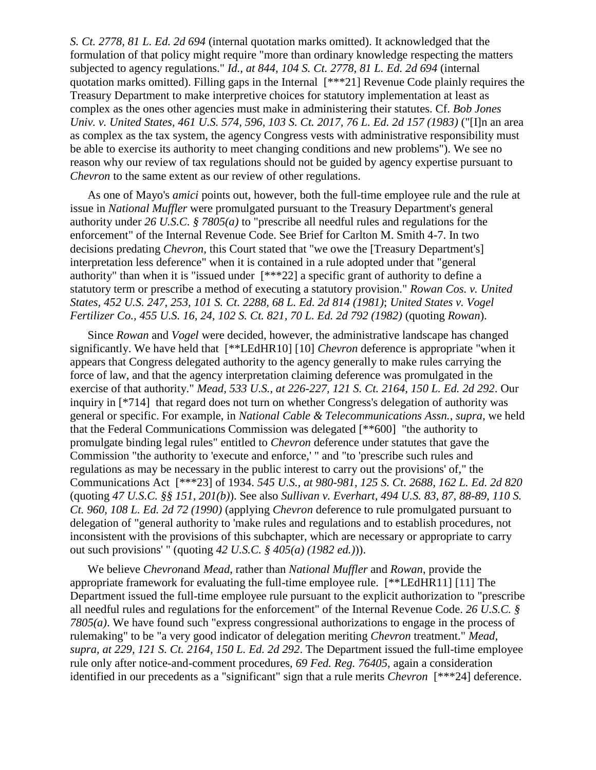*S. Ct. 2778, 81 L. Ed. 2d 694* (internal quotation marks omitted). It acknowledged that the formulation of that policy might require "more than ordinary knowledge respecting the matters subjected to agency regulations." *Id., at 844, 104 S. Ct. 2778, 81 L. Ed. 2d 694* (internal quotation marks omitted). Filling gaps in the Internal [***21] Revenue Code plainly requires the Treasury Department to make interpretive choices for statutory implementation at least as complex as the ones other agencies must make in administering their statutes. Cf. *Bob Jones Univ. v. United States, 461 U.S. 574, 596, 103 S. Ct. 2017, 76 L. Ed. 2d 157 (1983)* ("[I]n an area as complex as the tax system, the agency Congress vests with administrative responsibility must be able to exercise its authority to meet changing conditions and new problems"). We see no reason why our review of tax regulations should not be guided by agency expertise pursuant to *Chevron* to the same extent as our review of other regulations.

As one of Mayo's *amici* points out, however, both the full-time employee rule and the rule at issue in *National Muffler* were promulgated pursuant to the Treasury Department's general authority under *26 U.S.C. § 7805(a)* to "prescribe all needful rules and regulations for the enforcement" of the Internal Revenue Code. See Brief for Carlton M. Smith 4-7. In two decisions predating *Chevron*, this Court stated that "we owe the [Treasury Department's] interpretation less deference" when it is contained in a rule adopted under that "general authority" than when it is "issued under [***22] a specific grant of authority to define a statutory term or prescribe a method of executing a statutory provision." *Rowan Cos. v. United States, 452 U.S. 247, 253, 101 S. Ct. 2288, 68 L. Ed. 2d 814 (1981)*; *United States v. Vogel Fertilizer Co., 455 U.S. 16, 24, 102 S. Ct. 821, 70 L. Ed. 2d 792 (1982)* (quoting *Rowan*).

Since *Rowan* and *Vogel* were decided, however, the administrative landscape has changed significantly. We have held that [**LEdHR10] [10] *Chevron* deference is appropriate "when it appears that Congress delegated authority to the agency generally to make rules carrying the force of law, and that the agency interpretation claiming deference was promulgated in the exercise of that authority." *Mead, 533 U.S., at 226-227, 121 S. Ct. 2164, 150 L. Ed. 2d 292*. Our inquiry in [*714] that regard does not turn on whether Congress's delegation of authority was general or specific. For example, in *National Cable & Telecommunications Assn., supra,* we held that the Federal Communications Commission was delegated [**600] "the authority to promulgate binding legal rules" entitled to *Chevron* deference under statutes that gave the Commission "the authority to 'execute and enforce,' " and "to 'prescribe such rules and regulations as may be necessary in the public interest to carry out the provisions' of," the Communications Act [***23] of 1934. *545 U.S., at 980-981, 125 S. Ct. 2688, 162 L. Ed. 2d 820* (quoting *47 U.S.C. §§ 151, 201(b)*). See also *Sullivan v. Everhart, 494 U.S. 83, 87, 88-89, 110 S. Ct. 960, 108 L. Ed. 2d 72 (1990)* (applying *Chevron* deference to rule promulgated pursuant to delegation of "general authority to 'make rules and regulations and to establish procedures, not inconsistent with the provisions of this subchapter, which are necessary or appropriate to carry out such provisions' " (quoting *42 U.S.C. § 405(a) (1982 ed.)*)).

We believe *Chevron*and *Mead*, rather than *National Muffler* and *Rowan*, provide the appropriate framework for evaluating the full-time employee rule. [**LEdHR11] [11] The Department issued the full-time employee rule pursuant to the explicit authorization to "prescribe all needful rules and regulations for the enforcement" of the Internal Revenue Code. *26 U.S.C. § 7805(a)*. We have found such "express congressional authorizations to engage in the process of rulemaking" to be "a very good indicator of delegation meriting *Chevron* treatment." *Mead, supra, at 229, 121 S. Ct. 2164, 150 L. Ed. 2d 292*. The Department issued the full-time employee rule only after notice-and-comment procedures, *69 Fed. Reg. 76405,* again a consideration identified in our precedents as a "significant" sign that a rule merits *Chevron* [***24] deference.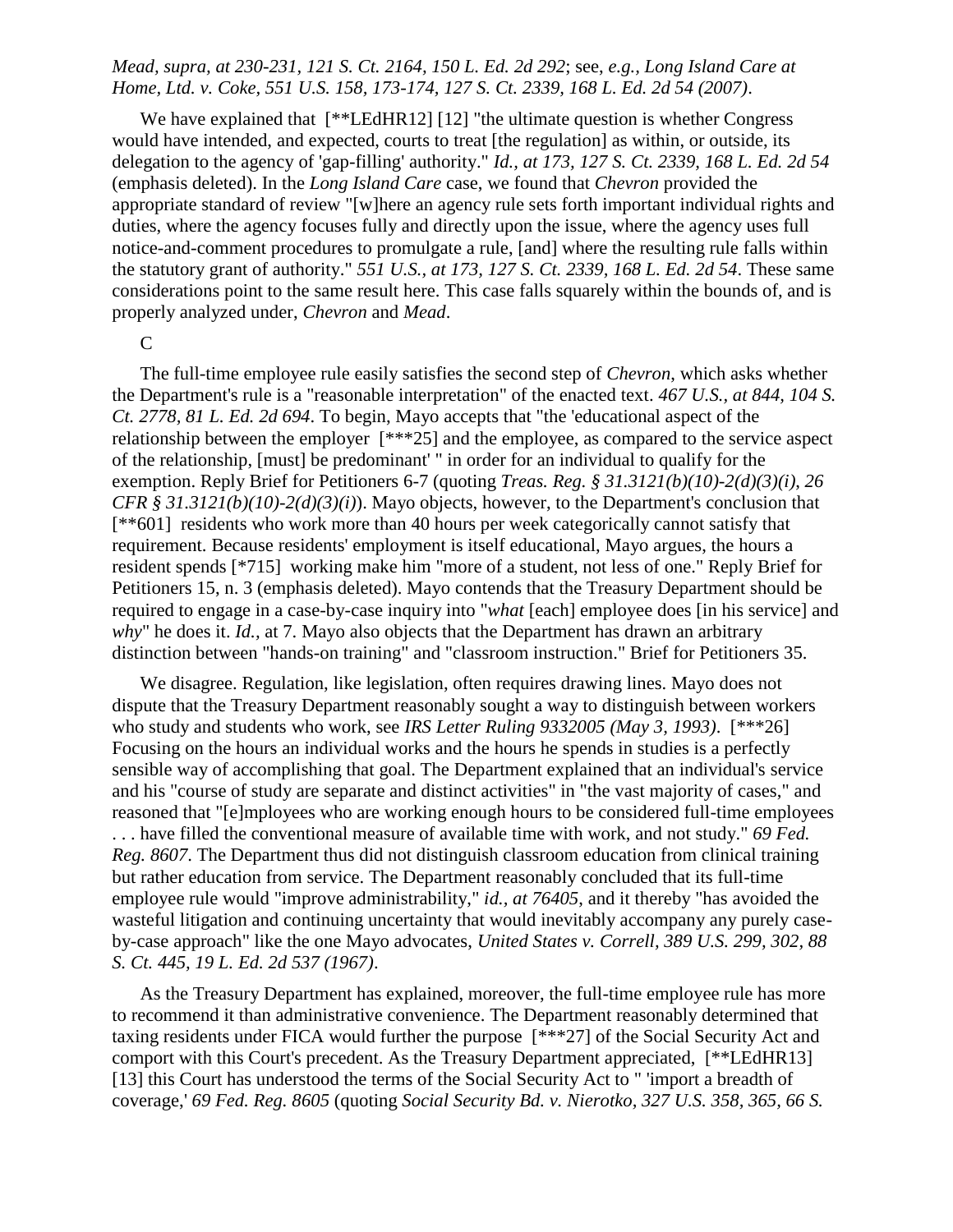*Mead, supra, at 230-231, 121 S. Ct. 2164, 150 L. Ed. 2d 292*; see, *e.g., Long Island Care at Home, Ltd. v. Coke, 551 U.S. 158, 173-174, 127 S. Ct. 2339, 168 L. Ed. 2d 54 (2007)*.

We have explained that [**LEdHR12] [12] "the ultimate question is whether Congress would have intended, and expected, courts to treat [the regulation] as within, or outside, its delegation to the agency of 'gap-filling' authority." *Id., at 173, 127 S. Ct. 2339, 168 L. Ed. 2d 54* (emphasis deleted). In the *Long Island Care* case, we found that *Chevron* provided the appropriate standard of review "[w]here an agency rule sets forth important individual rights and duties, where the agency focuses fully and directly upon the issue, where the agency uses full notice-and-comment procedures to promulgate a rule, [and] where the resulting rule falls within the statutory grant of authority." *551 U.S., at 173, 127 S. Ct. 2339, 168 L. Ed. 2d 54*. These same considerations point to the same result here. This case falls squarely within the bounds of, and is properly analyzed under, *Chevron* and *Mead*.

C

The full-time employee rule easily satisfies the second step of *Chevron*, which asks whether the Department's rule is a "reasonable interpretation" of the enacted text. *467 U.S., at 844, 104 S. Ct. 2778, 81 L. Ed. 2d 694*. To begin, Mayo accepts that "the 'educational aspect of the relationship between the employer [***25] and the employee, as compared to the service aspect of the relationship, [must] be predominant' " in order for an individual to qualify for the exemption. Reply Brief for Petitioners 6-7 (quoting *Treas. Reg. § 31.3121(b)(10)-2(d)(3)(i), 26 CFR § 31.3121(b)(10)-2(d)(3)(i)*). Mayo objects, however, to the Department's conclusion that [**601] residents who work more than 40 hours per week categorically cannot satisfy that requirement. Because residents' employment is itself educational, Mayo argues, the hours a resident spends [*715] working make him "more of a student, not less of one." Reply Brief for Petitioners 15, n. 3 (emphasis deleted). Mayo contends that the Treasury Department should be required to engage in a case-by-case inquiry into "*what* [each] employee does [in his service] and *why*" he does it. *Id.,* at 7. Mayo also objects that the Department has drawn an arbitrary distinction between "hands-on training" and "classroom instruction." Brief for Petitioners 35.

We disagree. Regulation, like legislation, often requires drawing lines. Mayo does not dispute that the Treasury Department reasonably sought a way to distinguish between workers who study and students who work, see *IRS Letter Ruling 9332005 (May 3, 1993)*. [***26] Focusing on the hours an individual works and the hours he spends in studies is a perfectly sensible way of accomplishing that goal. The Department explained that an individual's service and his "course of study are separate and distinct activities" in "the vast majority of cases," and reasoned that "[e]mployees who are working enough hours to be considered full-time employees . . . have filled the conventional measure of available time with work, and not study." *69 Fed. Reg. 8607*. The Department thus did not distinguish classroom education from clinical training but rather education from service. The Department reasonably concluded that its full-time employee rule would "improve administrability," *id., at 76405*, and it thereby "has avoided the wasteful litigation and continuing uncertainty that would inevitably accompany any purely case-by-case approach" like the one Mayo advocates, *United States v. Correll, 389 U.S. 299, 302, 88 S. Ct. 445, 19 L. Ed. 2d 537 (1967)*.

As the Treasury Department has explained, moreover, the full-time employee rule has more to recommend it than administrative convenience. The Department reasonably determined that taxing residents under FICA would further the purpose [***27] of the Social Security Act and comport with this Court's precedent. As the Treasury Department appreciated, [**LEdHR13] [13] this Court has understood the terms of the Social Security Act to " 'import a breadth of coverage,' *69 Fed. Reg. 8605* (quoting *Social Security Bd. v. Nierotko, 327 U.S. 358, 365, 66 S.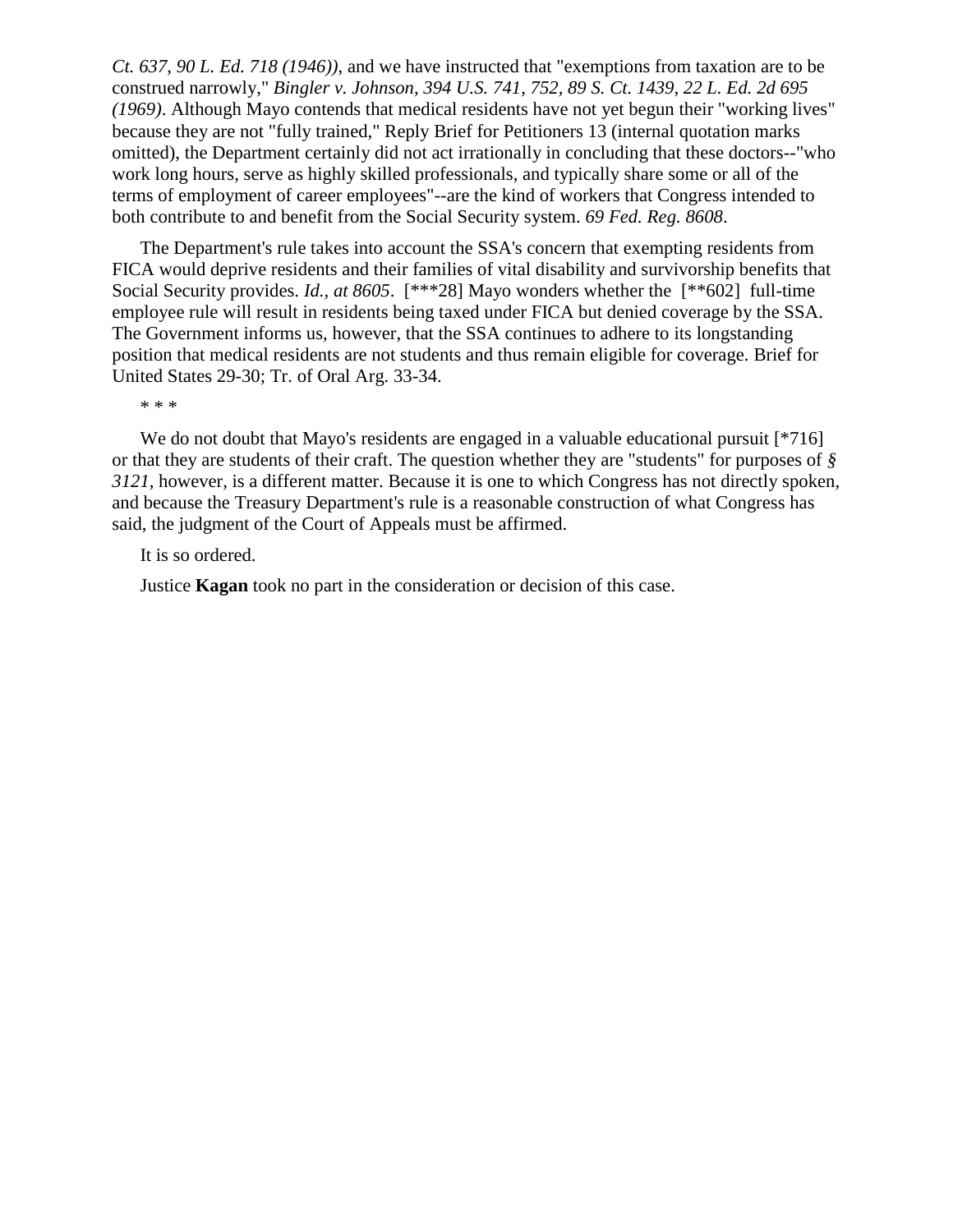*Ct. 637, 90 L. Ed. 718 (1946))*, and we have instructed that "exemptions from taxation are to be construed narrowly," *Bingler v. Johnson, 394 U.S. 741, 752, 89 S. Ct. 1439, 22 L. Ed. 2d 695 (1969)*. Although Mayo contends that medical residents have not yet begun their "working lives" because they are not "fully trained," Reply Brief for Petitioners 13 (internal quotation marks omitted), the Department certainly did not act irrationally in concluding that these doctors--"who work long hours, serve as highly skilled professionals, and typically share some or all of the terms of employment of career employees"--are the kind of workers that Congress intended to both contribute to and benefit from the Social Security system. *69 Fed. Reg. 8608*.

The Department's rule takes into account the SSA's concern that exempting residents from FICA would deprive residents and their families of vital disability and survivorship benefits that Social Security provides. *Id., at 8605*. [***28] Mayo wonders whether the [**602] full-time employee rule will result in residents being taxed under FICA but denied coverage by the SSA. The Government informs us, however, that the SSA continues to adhere to its longstanding position that medical residents are not students and thus remain eligible for coverage. Brief for United States 29-30; Tr. of Oral Arg. 33-34.

* * *

We do not doubt that Mayo's residents are engaged in a valuable educational pursuit [*716] or that they are students of their craft. The question whether they are "students" for purposes of *§ 3121*, however, is a different matter. Because it is one to which Congress has not directly spoken, and because the Treasury Department's rule is a reasonable construction of what Congress has said, the judgment of the Court of Appeals must be affirmed.

It is so ordered.

Justice **Kagan** took no part in the consideration or decision of this case.